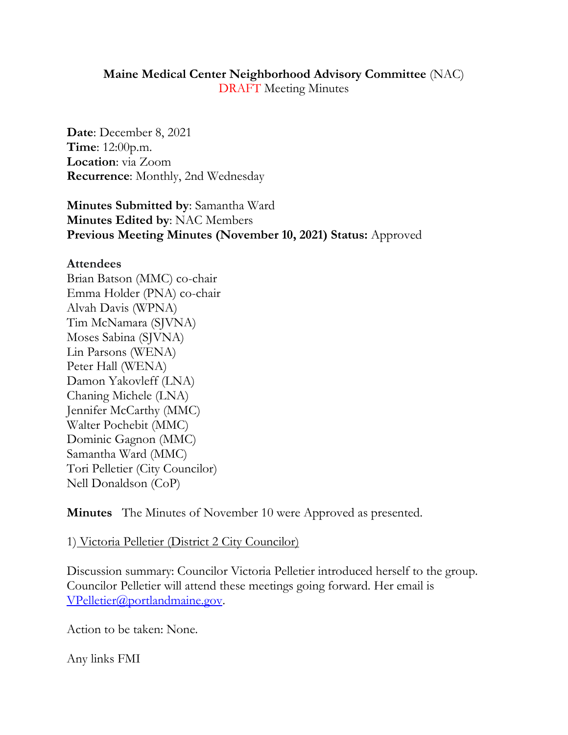**Maine Medical Center Neighborhood Advisory Committee** (NAC)
DRAFT Meeting Minutes

**Date**: December 8, 2021
**Time**: 12:00p.m.
**Location**: via Zoom
**Recurrence**: Monthly, 2nd Wednesday

**Minutes Submitted by**: Samantha Ward
**Minutes Edited by**: NAC Members
**Previous Meeting Minutes (November 10, 2021) Status:** Approved

**Attendees**
Brian Batson (MMC) co-chair
Emma Holder (PNA) co-chair
Alvah Davis (WPNA)
Tim McNamara (SJVNA)
Moses Sabina (SJVNA)
Lin Parsons (WENA)
Peter Hall (WENA)
Damon Yakovleff (LNA)
Chaning Michele (LNA)
Jennifer McCarthy (MMC)
Walter Pochebit (MMC)
Dominic Gagnon (MMC)
Samantha Ward (MMC)
Tori Pelletier (City Councilor)
Nell Donaldson (CoP)

**Minutes** The Minutes of November 10 were Approved as presented.

1) Victoria Pelletier (District 2 City Councilor)

Discussion summary: Councilor Victoria Pelletier introduced herself to the group. Councilor Pelletier will attend these meetings going forward. Her email is VPelletier@portlandmaine.gov.

Action to be taken: None.

Any links FMI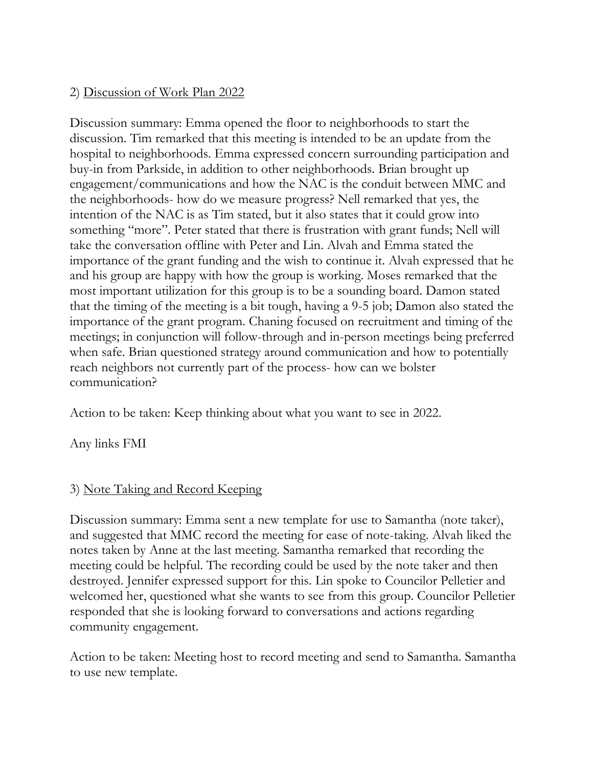2) Discussion of Work Plan 2022

Discussion summary: Emma opened the floor to neighborhoods to start the discussion. Tim remarked that this meeting is intended to be an update from the hospital to neighborhoods. Emma expressed concern surrounding participation and buy-in from Parkside, in addition to other neighborhoods. Brian brought up engagement/communications and how the NAC is the conduit between MMC and the neighborhoods- how do we measure progress? Nell remarked that yes, the intention of the NAC is as Tim stated, but it also states that it could grow into something "more". Peter stated that there is frustration with grant funds; Nell will take the conversation offline with Peter and Lin. Alvah and Emma stated the importance of the grant funding and the wish to continue it. Alvah expressed that he and his group are happy with how the group is working. Moses remarked that the most important utilization for this group is to be a sounding board. Damon stated that the timing of the meeting is a bit tough, having a 9-5 job; Damon also stated the importance of the grant program. Chaning focused on recruitment and timing of the meetings; in conjunction will follow-through and in-person meetings being preferred when safe. Brian questioned strategy around communication and how to potentially reach neighbors not currently part of the process- how can we bolster communication?

Action to be taken: Keep thinking about what you want to see in 2022.

Any links FMI

3) Note Taking and Record Keeping

Discussion summary: Emma sent a new template for use to Samantha (note taker), and suggested that MMC record the meeting for ease of note-taking. Alvah liked the notes taken by Anne at the last meeting. Samantha remarked that recording the meeting could be helpful. The recording could be used by the note taker and then destroyed. Jennifer expressed support for this. Lin spoke to Councilor Pelletier and welcomed her, questioned what she wants to see from this group. Councilor Pelletier responded that she is looking forward to conversations and actions regarding community engagement.

Action to be taken: Meeting host to record meeting and send to Samantha. Samantha to use new template.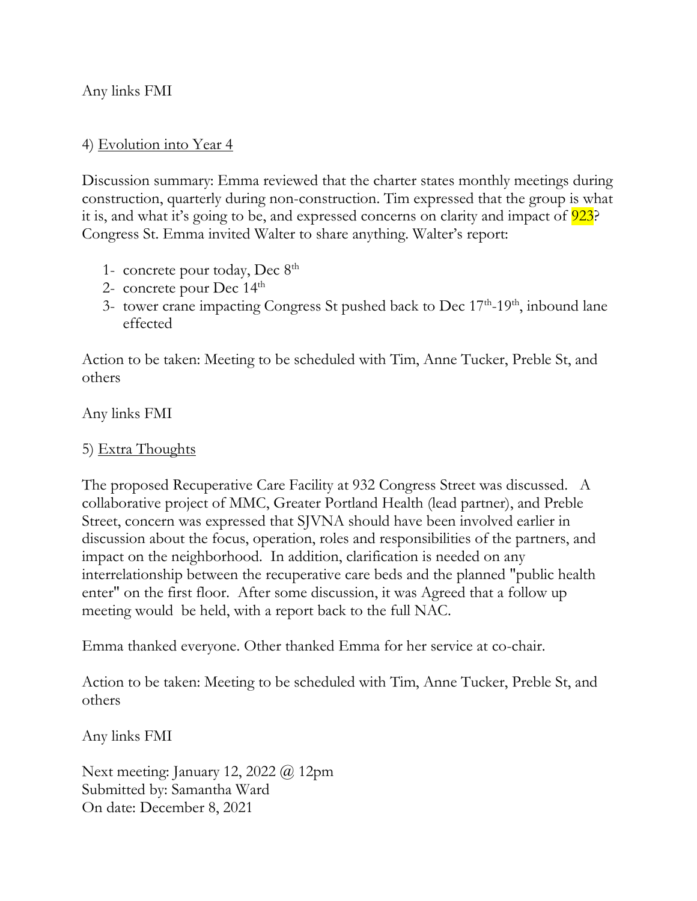Any links FMI

4) Evolution into Year 4

Discussion summary: Emma reviewed that the charter states monthly meetings during construction, quarterly during non-construction. Tim expressed that the group is what it is, and what it's going to be, and expressed concerns on clarity and impact of 923? Congress St. Emma invited Walter to share anything. Walter's report:

1- concrete pour today, Dec 8th
2- concrete pour Dec 14th
3- tower crane impacting Congress St pushed back to Dec 17th-19th, inbound lane effected

Action to be taken: Meeting to be scheduled with Tim, Anne Tucker, Preble St, and others

Any links FMI

5) Extra Thoughts

The proposed Recuperative Care Facility at 932 Congress Street was discussed. A collaborative project of MMC, Greater Portland Health (lead partner), and Preble Street, concern was expressed that SJVNA should have been involved earlier in discussion about the focus, operation, roles and responsibilities of the partners, and impact on the neighborhood. In addition, clarification is needed on any interrelationship between the recuperative care beds and the planned "public health enter" on the first floor. After some discussion, it was Agreed that a follow up meeting would be held, with a report back to the full NAC.

Emma thanked everyone. Other thanked Emma for her service at co-chair.

Action to be taken: Meeting to be scheduled with Tim, Anne Tucker, Preble St, and others

Any links FMI

Next meeting: January 12, 2022 @ 12pm
Submitted by: Samantha Ward
On date: December 8, 2021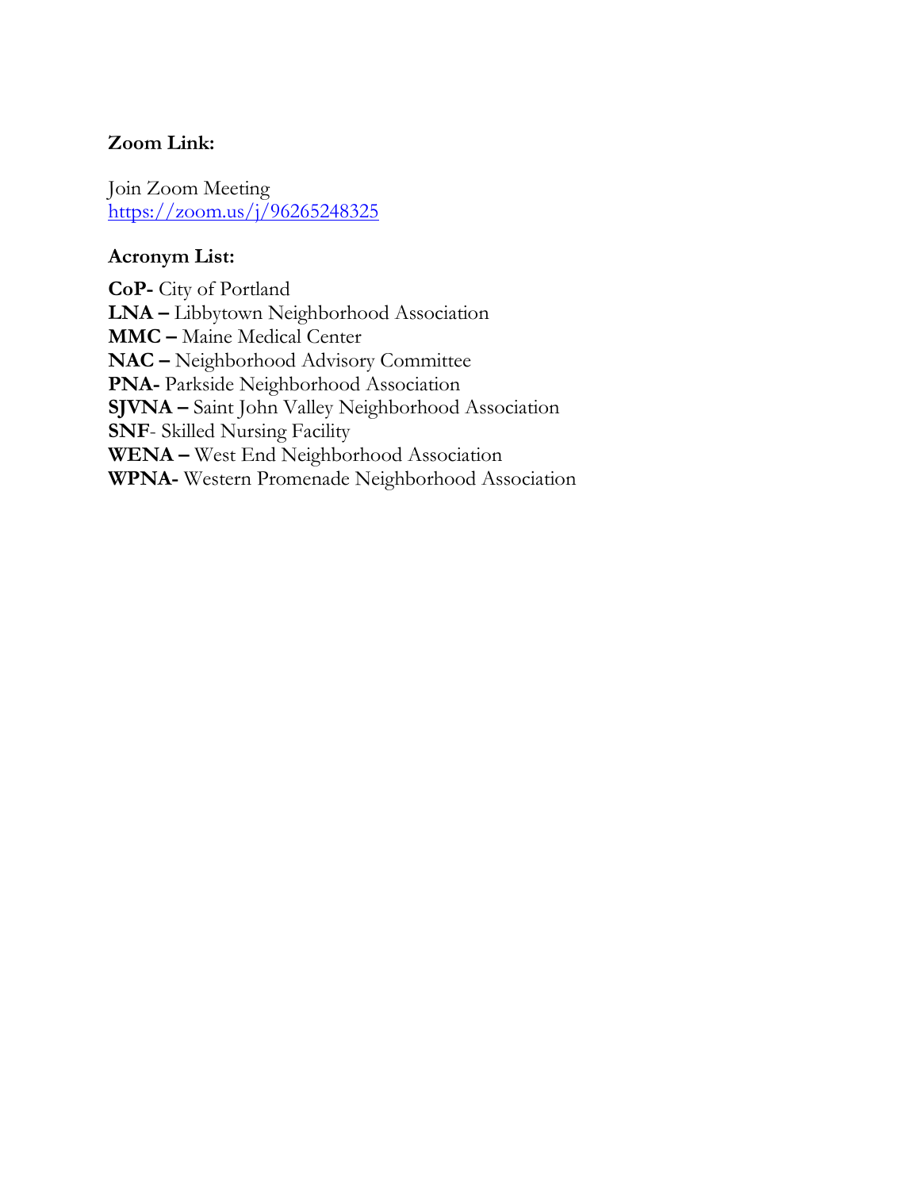**Zoom Link:**

Join Zoom Meeting
https://zoom.us/j/96265248325

**Acronym List:**

**CoP-** City of Portland
**LNA –** Libbytown Neighborhood Association
**MMC –** Maine Medical Center
**NAC –** Neighborhood Advisory Committee
**PNA-** Parkside Neighborhood Association
**SJVNA –** Saint John Valley Neighborhood Association
**SNF**- Skilled Nursing Facility
**WENA –** West End Neighborhood Association
**WPNA-** Western Promenade Neighborhood Association